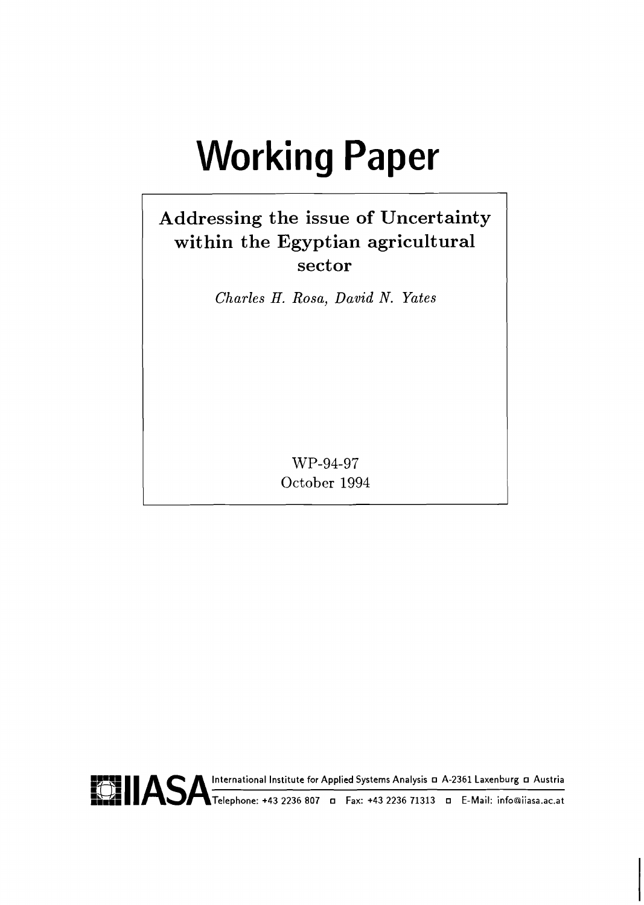# Working Paper

## Addressing the issue of Uncertainty within the Egyptian agricultural sector

*Charles H. Rosa, David N. Yates*

WP-94-97
October 1994

IIASA International Institute for Applied Systems Analysis ◻ A-2361 Laxenburg ◻ Austria
Telephone: +43 2236 807 ◻ Fax: +43 2236 71313 ◻ E-Mail: info@iiasa.ac.at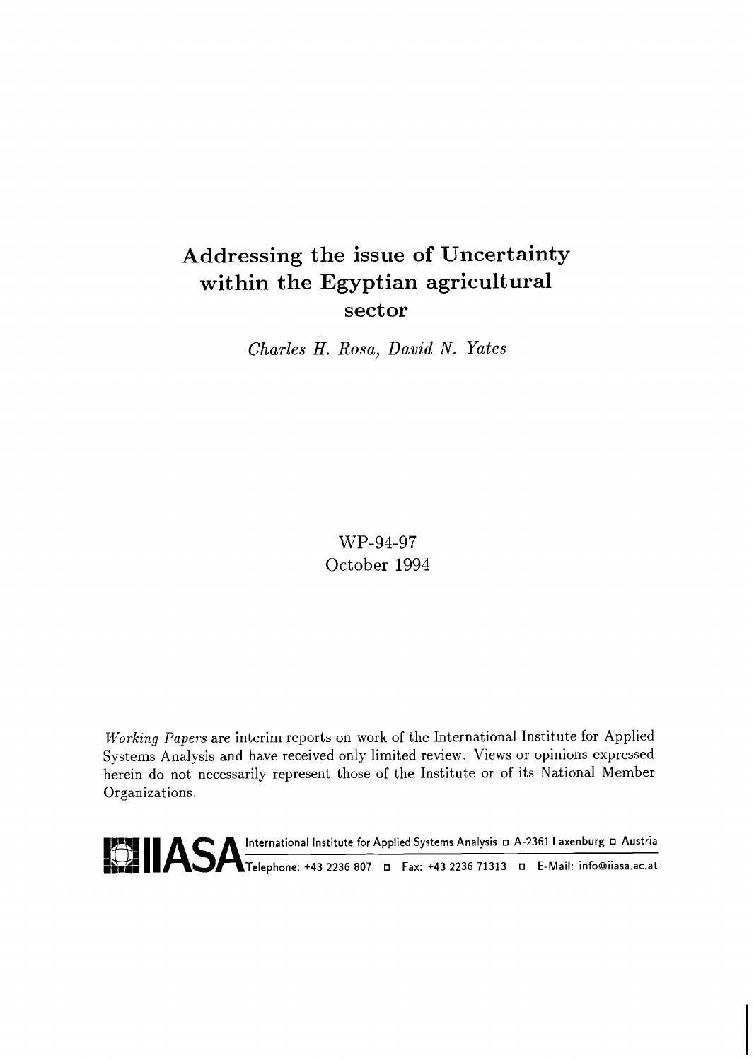# Addressing the issue of Uncertainty within the Egyptian agricultural sector

*Charles H. Rosa, David N. Yates*

WP-94-97
October 1994

*Working Papers* are interim reports on work of the International Institute for Applied Systems Analysis and have received only limited review. Views or opinions expressed herein do not necessarily represent those of the Institute or of its National Member Organizations.

IIASA International Institute for Applied Systems Analysis ◻ A-2361 Laxenburg ◻ Austria
Telephone: +43 2236 807 ◻ Fax: +43 2236 71313 ◻ E-Mail: info@iiasa.ac.at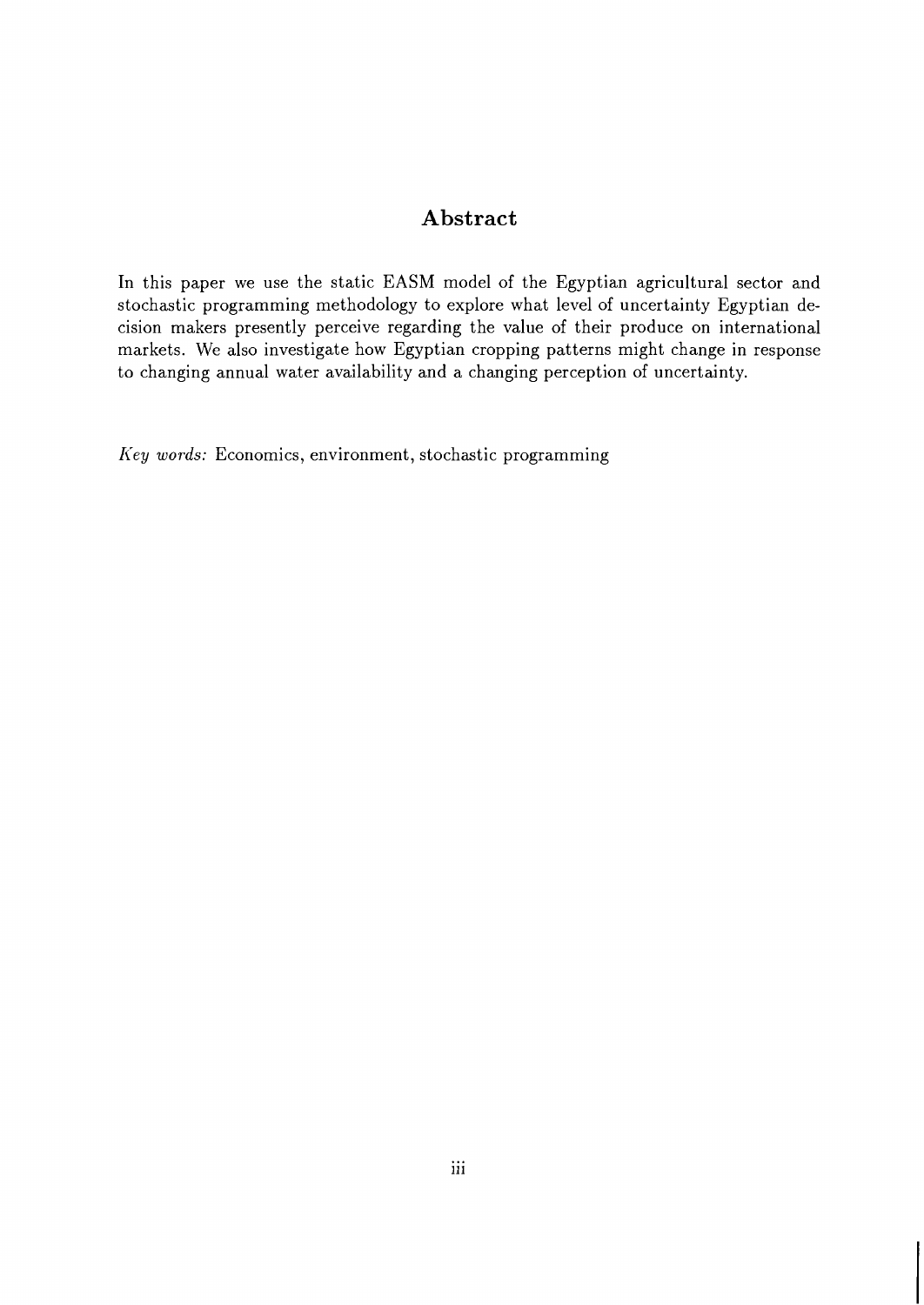## Abstract

In this paper we use the static EASM model of the Egyptian agricultural sector and stochastic programming methodology to explore what level of uncertainty Egyptian decision makers presently perceive regarding the value of their produce on international markets. We also investigate how Egyptian cropping patterns might change in response to changing annual water availability and a changing perception of uncertainty.

*Key words:* Economics, environment, stochastic programming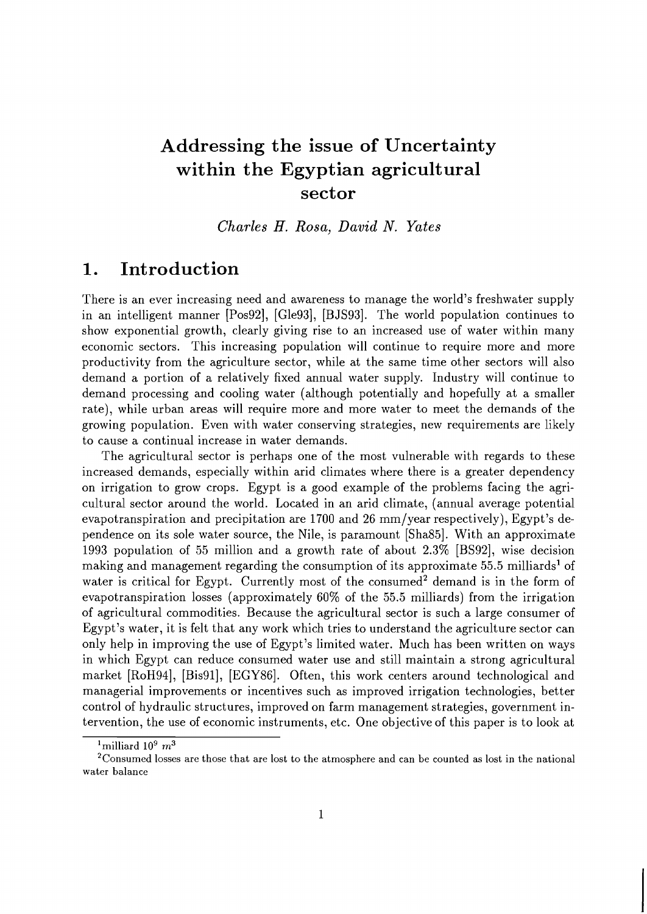# Addressing the issue of Uncertainty within the Egyptian agricultural sector

*Charles H. Rosa, David N. Yates*

## 1. Introduction

There is an ever increasing need and awareness to manage the world's freshwater supply in an intelligent manner [Pos92], [Gle93], [BJS93]. The world population continues to show exponential growth, clearly giving rise to an increased use of water within many economic sectors. This increasing population will continue to require more and more productivity from the agriculture sector, while at the same time other sectors will also demand a portion of a relatively fixed annual water supply. Industry will continue to demand processing and cooling water (although potentially and hopefully at a smaller rate), while urban areas will require more and more water to meet the demands of the growing population. Even with water conserving strategies, new requirements are likely to cause a continual increase in water demands.

The agricultural sector is perhaps one of the most vulnerable with regards to these increased demands, especially within arid climates where there is a greater dependency on irrigation to grow crops. Egypt is a good example of the problems facing the agricultural sector around the world. Located in an arid climate, (annual average potential evapotranspiration and precipitation are 1700 and 26 mm/year respectively), Egypt's dependence on its sole water source, the Nile, is paramount [Sha85]. With an approximate 1993 population of 55 million and a growth rate of about 2.3% [BS92], wise decision making and management regarding the consumption of its approximate 55.5 milliards[1] of water is critical for Egypt. Currently most of the consumed[2] demand is in the form of evapotranspiration losses (approximately 60% of the 55.5 milliards) from the irrigation of agricultural commodities. Because the agricultural sector is such a large consumer of Egypt's water, it is felt that any work which tries to understand the agriculture sector can only help in improving the use of Egypt's limited water. Much has been written on ways in which Egypt can reduce consumed water use and still maintain a strong agricultural market [RoH94], [Bis91], [EGY86]. Often, this work centers around technological and managerial improvements or incentives such as improved irrigation technologies, better control of hydraulic structures, improved on farm management strategies, government intervention, the use of economic instruments, etc. One objective of this paper is to look at

[1] milliard $10^9$ $m^3$

[2] Consumed losses are those that are lost to the atmosphere and can be counted as lost in the national water balance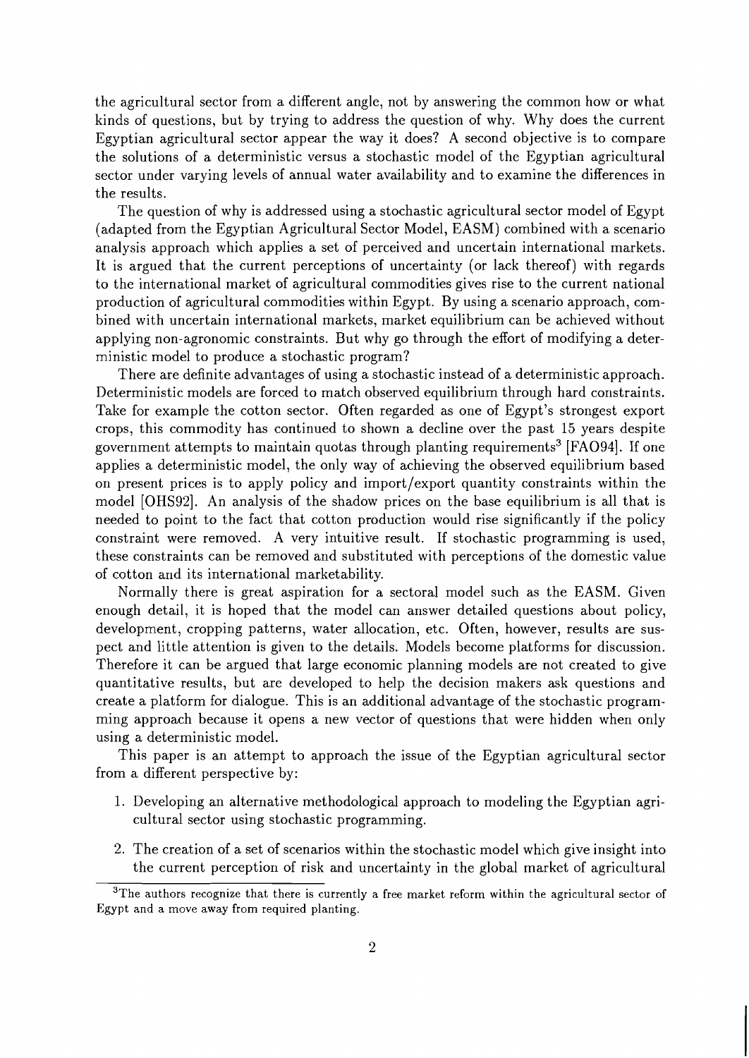the agricultural sector from a different angle, not by answering the common how or what kinds of questions, but by trying to address the question of why. Why does the current Egyptian agricultural sector appear the way it does? A second objective is to compare the solutions of a deterministic versus a stochastic model of the Egyptian agricultural sector under varying levels of annual water availability and to examine the differences in the results.

The question of why is addressed using a stochastic agricultural sector model of Egypt (adapted from the Egyptian Agricultural Sector Model, EASM) combined with a scenario analysis approach which applies a set of perceived and uncertain international markets. It is argued that the current perceptions of uncertainty (or lack thereof) with regards to the international market of agricultural commodities gives rise to the current national production of agricultural commodities within Egypt. By using a scenario approach, combined with uncertain international markets, market equilibrium can be achieved without applying non-agronomic constraints. But why go through the effort of modifying a deterministic model to produce a stochastic program?

There are definite advantages of using a stochastic instead of a deterministic approach. Deterministic models are forced to match observed equilibrium through hard constraints. Take for example the cotton sector. Often regarded as one of Egypt's strongest export crops, this commodity has continued to shown a decline over the past 15 years despite government attempts to maintain quotas through planting requirements[3] [FAO94]. If one applies a deterministic model, the only way of achieving the observed equilibrium based on present prices is to apply policy and import/export quantity constraints within the model [OHS92]. An analysis of the shadow prices on the base equilibrium is all that is needed to point to the fact that cotton production would rise significantly if the policy constraint were removed. A very intuitive result. If stochastic programming is used, these constraints can be removed and substituted with perceptions of the domestic value of cotton and its international marketability.

Normally there is great aspiration for a sectoral model such as the EASM. Given enough detail, it is hoped that the model can answer detailed questions about policy, development, cropping patterns, water allocation, etc. Often, however, results are suspect and little attention is given to the details. Models become platforms for discussion. Therefore it can be argued that large economic planning models are not created to give quantitative results, but are developed to help the decision makers ask questions and create a platform for dialogue. This is an additional advantage of the stochastic programming approach because it opens a new vector of questions that were hidden when only using a deterministic model.

This paper is an attempt to approach the issue of the Egyptian agricultural sector from a different perspective by:

1. Developing an alternative methodological approach to modeling the Egyptian agricultural sector using stochastic programming.

2. The creation of a set of scenarios within the stochastic model which give insight into the current perception of risk and uncertainty in the global market of agricultural

[3]The authors recognize that there is currently a free market reform within the agricultural sector of Egypt and a move away from required planting.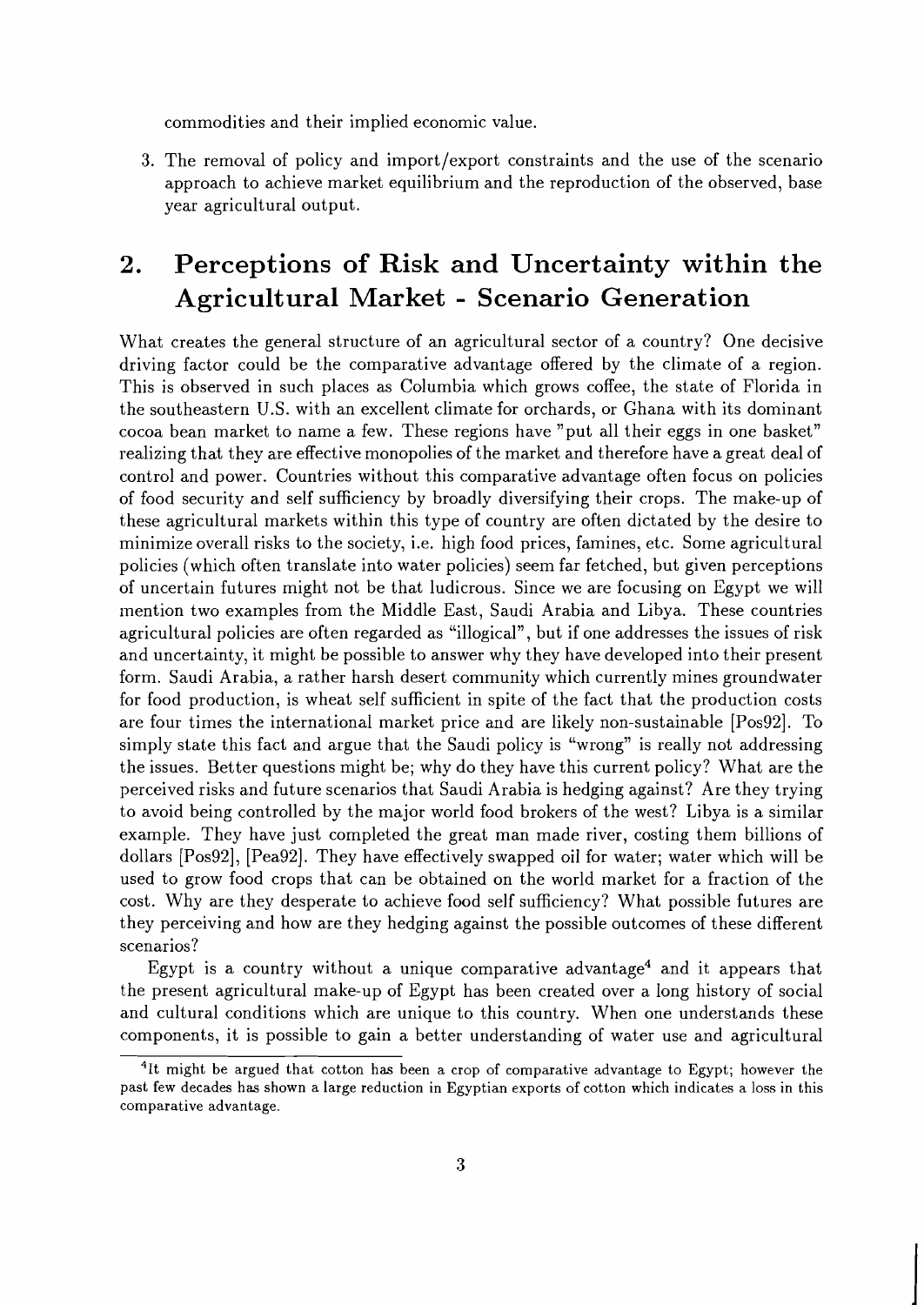commodities and their implied economic value.

3. The removal of policy and import/export constraints and the use of the scenario approach to achieve market equilibrium and the reproduction of the observed, base year agricultural output.

## 2. Perceptions of Risk and Uncertainty within the Agricultural Market - Scenario Generation

What creates the general structure of an agricultural sector of a country? One decisive driving factor could be the comparative advantage offered by the climate of a region. This is observed in such places as Columbia which grows coffee, the state of Florida in the southeastern U.S. with an excellent climate for orchards, or Ghana with its dominant cocoa bean market to name a few. These regions have "put all their eggs in one basket" realizing that they are effective monopolies of the market and therefore have a great deal of control and power. Countries without this comparative advantage often focus on policies of food security and self sufficiency by broadly diversifying their crops. The make-up of these agricultural markets within this type of country are often dictated by the desire to minimize overall risks to the society, i.e. high food prices, famines, etc. Some agricultural policies (which often translate into water policies) seem far fetched, but given perceptions of uncertain futures might not be that ludicrous. Since we are focusing on Egypt we will mention two examples from the Middle East, Saudi Arabia and Libya. These countries agricultural policies are often regarded as "illogical", but if one addresses the issues of risk and uncertainty, it might be possible to answer why they have developed into their present form. Saudi Arabia, a rather harsh desert community which currently mines groundwater for food production, is wheat self sufficient in spite of the fact that the production costs are four times the international market price and are likely non-sustainable [Pos92]. To simply state this fact and argue that the Saudi policy is "wrong" is really not addressing the issues. Better questions might be; why do they have this current policy? What are the perceived risks and future scenarios that Saudi Arabia is hedging against? Are they trying to avoid being controlled by the major world food brokers of the west? Libya is a similar example. They have just completed the great man made river, costing them billions of dollars [Pos92], [Pea92]. They have effectively swapped oil for water; water which will be used to grow food crops that can be obtained on the world market for a fraction of the cost. Why are they desperate to achieve food self sufficiency? What possible futures are they perceiving and how are they hedging against the possible outcomes of these different scenarios?

Egypt is a country without a unique comparative advantage[4] and it appears that the present agricultural make-up of Egypt has been created over a long history of social and cultural conditions which are unique to this country. When one understands these components, it is possible to gain a better understanding of water use and agricultural

[4] It might be argued that cotton has been a crop of comparative advantage to Egypt; however the past few decades has shown a large reduction in Egyptian exports of cotton which indicates a loss in this comparative advantage.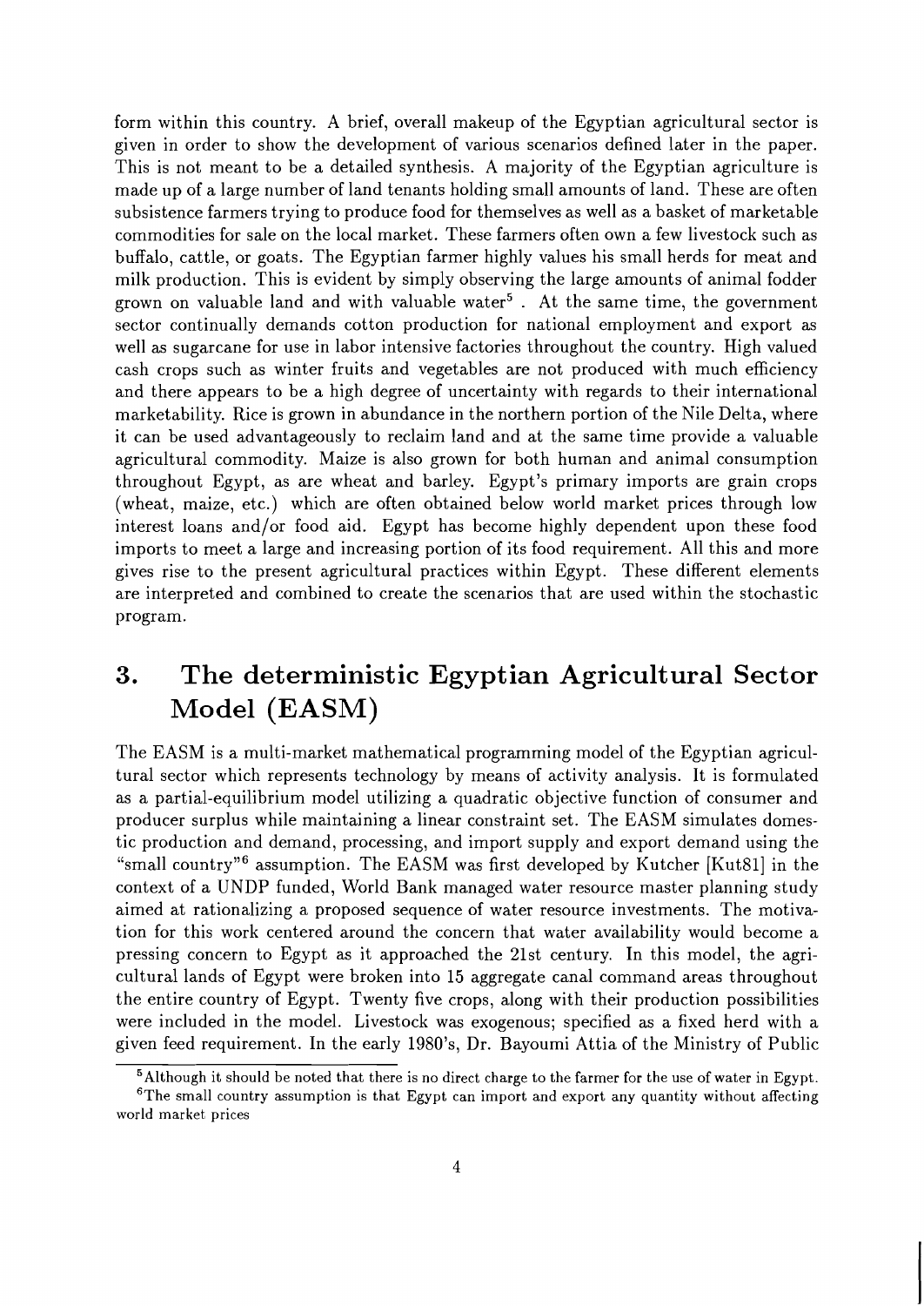form within this country. A brief, overall makeup of the Egyptian agricultural sector is given in order to show the development of various scenarios defined later in the paper. This is not meant to be a detailed synthesis. A majority of the Egyptian agriculture is made up of a large number of land tenants holding small amounts of land. These are often subsistence farmers trying to produce food for themselves as well as a basket of marketable commodities for sale on the local market. These farmers often own a few livestock such as buffalo, cattle, or goats. The Egyptian farmer highly values his small herds for meat and milk production. This is evident by simply observing the large amounts of animal fodder grown on valuable land and with valuable water[5] . At the same time, the government sector continually demands cotton production for national employment and export as well as sugarcane for use in labor intensive factories throughout the country. High valued cash crops such as winter fruits and vegetables are not produced with much efficiency and there appears to be a high degree of uncertainty with regards to their international marketability. Rice is grown in abundance in the northern portion of the Nile Delta, where it can be used advantageously to reclaim land and at the same time provide a valuable agricultural commodity. Maize is also grown for both human and animal consumption throughout Egypt, as are wheat and barley. Egypt's primary imports are grain crops (wheat, maize, etc.) which are often obtained below world market prices through low interest loans and/or food aid. Egypt has become highly dependent upon these food imports to meet a large and increasing portion of its food requirement. All this and more gives rise to the present agricultural practices within Egypt. These different elements are interpreted and combined to create the scenarios that are used within the stochastic program.

# 3. The deterministic Egyptian Agricultural Sector Model (EASM)

The EASM is a multi-market mathematical programming model of the Egyptian agricultural sector which represents technology by means of activity analysis. It is formulated as a partial-equilibrium model utilizing a quadratic objective function of consumer and producer surplus while maintaining a linear constraint set. The EASM simulates domestic production and demand, processing, and import supply and export demand using the "small country"[6] assumption. The EASM was first developed by Kutcher [Kut81] in the context of a UNDP funded, World Bank managed water resource master planning study aimed at rationalizing a proposed sequence of water resource investments. The motivation for this work centered around the concern that water availability would become a pressing concern to Egypt as it approached the 21st century. In this model, the agricultural lands of Egypt were broken into 15 aggregate canal command areas throughout the entire country of Egypt. Twenty five crops, along with their production possibilities were included in the model. Livestock was exogenous; specified as a fixed herd with a given feed requirement. In the early 1980's, Dr. Bayoumi Attia of the Ministry of Public

[5] Although it should be noted that there is no direct charge to the farmer for the use of water in Egypt.

[6] The small country assumption is that Egypt can import and export any quantity without affecting world market prices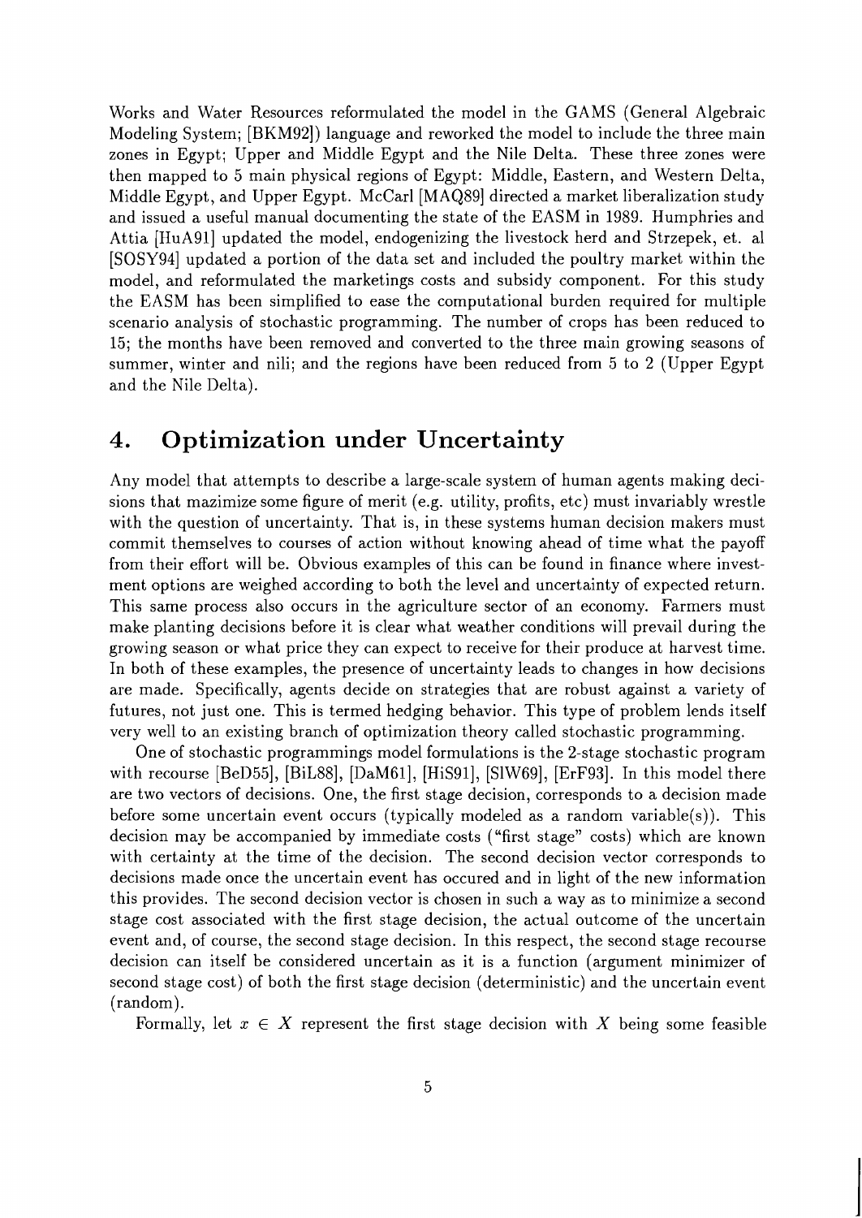Works and Water Resources reformulated the model in the GAMS (General Algebraic Modeling System; [BKM92]) language and reworked the model to include the three main zones in Egypt; Upper and Middle Egypt and the Nile Delta. These three zones were then mapped to 5 main physical regions of Egypt: Middle, Eastern, and Western Delta, Middle Egypt, and Upper Egypt. McCarl [MAQ89] directed a market liberalization study and issued a useful manual documenting the state of the EASM in 1989. Humphries and Attia [HuA91] updated the model, endogenizing the livestock herd and Strzepek, et. al [SOSY94] updated a portion of the data set and included the poultry market within the model, and reformulated the marketings costs and subsidy component. For this study the EASM has been simplified to ease the computational burden required for multiple scenario analysis of stochastic programming. The number of crops has been reduced to 15; the months have been removed and converted to the three main growing seasons of summer, winter and nili; and the regions have been reduced from 5 to 2 (Upper Egypt and the Nile Delta).

## 4. Optimization under Uncertainty

Any model that attempts to describe a large-scale system of human agents making decisions that mazimize some figure of merit (e.g. utility, profits, etc) must invariably wrestle with the question of uncertainty. That is, in these systems human decision makers must commit themselves to courses of action without knowing ahead of time what the payoff from their effort will be. Obvious examples of this can be found in finance where investment options are weighed according to both the level and uncertainty of expected return. This same process also occurs in the agriculture sector of an economy. Farmers must make planting decisions before it is clear what weather conditions will prevail during the growing season or what price they can expect to receive for their produce at harvest time. In both of these examples, the presence of uncertainty leads to changes in how decisions are made. Specifically, agents decide on strategies that are robust against a variety of futures, not just one. This is termed hedging behavior. This type of problem lends itself very well to an existing branch of optimization theory called stochastic programming.

One of stochastic programmings model formulations is the 2-stage stochastic program with recourse [BeD55], [BiL88], [DaM61], [HiS91], [SlW69], [ErF93]. In this model there are two vectors of decisions. One, the first stage decision, corresponds to a decision made before some uncertain event occurs (typically modeled as a random variable(s)). This decision may be accompanied by immediate costs ("first stage" costs) which are known with certainty at the time of the decision. The second decision vector corresponds to decisions made once the uncertain event has occured and in light of the new information this provides. The second decision vector is chosen in such a way as to minimize a second stage cost associated with the first stage decision, the actual outcome of the uncertain event and, of course, the second stage decision. In this respect, the second stage recourse decision can itself be considered uncertain as it is a function (argument minimizer of second stage cost) of both the first stage decision (deterministic) and the uncertain event (random).

Formally, let $x \in X$ represent the first stage decision with $X$ being some feasible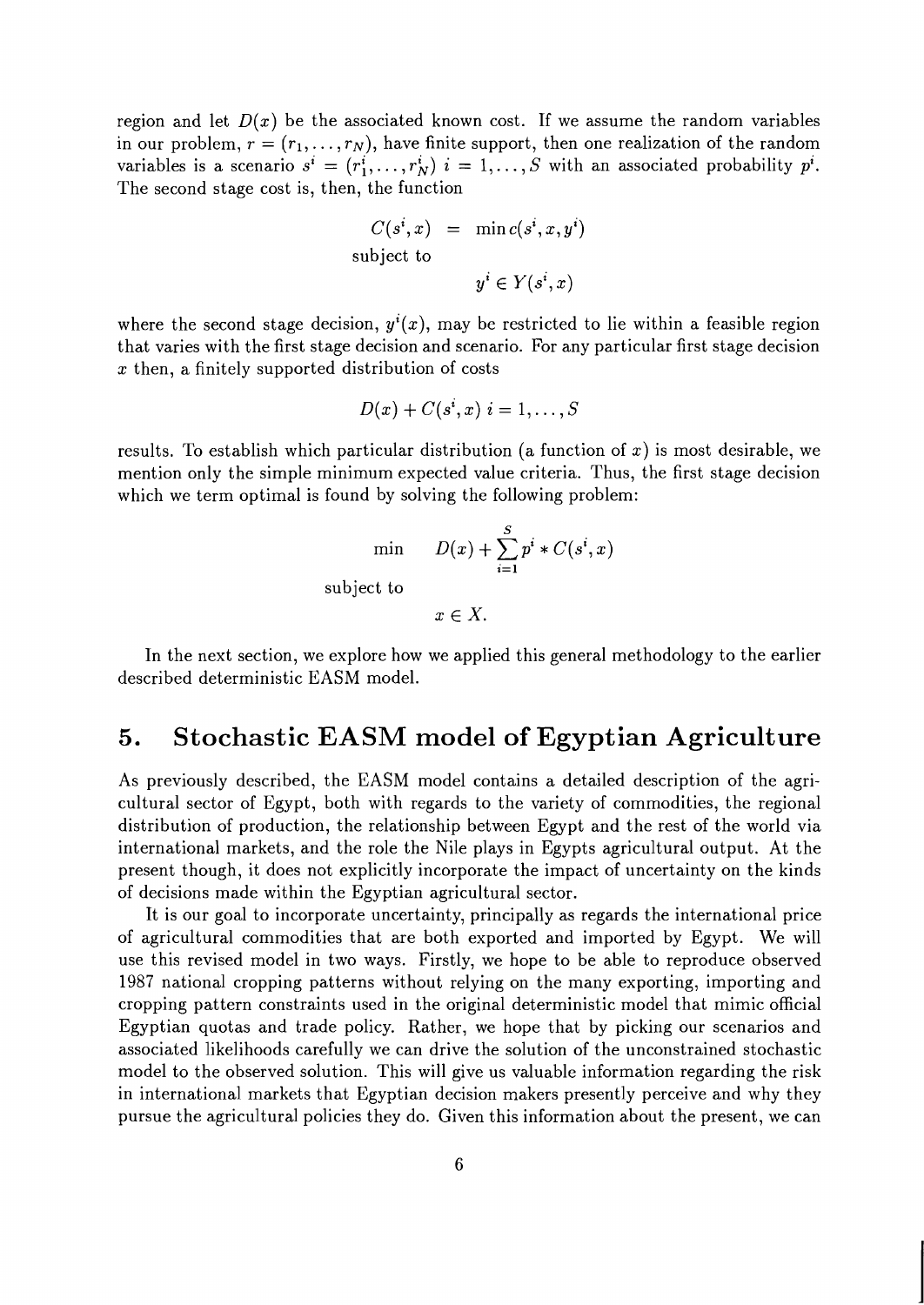region and let $D(x)$ be the associated known cost. If we assume the random variables in our problem, $r = (r_1, \ldots, r_N)$, have finite support, then one realization of the random variables is a scenario $s^i = (r_1^i, \ldots, r_N^i)$ $i = 1, \ldots, S$ with an associated probability $p^i$. The second stage cost is, then, the function

$$
\begin{aligned}
C(s^i, x) &= \min c(s^i, x, y^i) \\
\text{subject to} & \\
& y^i \in Y(s^i, x)
\end{aligned}
$$

where the second stage decision, $y^i(x)$, may be restricted to lie within a feasible region that varies with the first stage decision and scenario. For any particular first stage decision $x$ then, a finitely supported distribution of costs

$$
D(x) + C(s^i, x) \; i = 1, \ldots, S
$$

results. To establish which particular distribution (a function of $x$) is most desirable, we mention only the simple minimum expected value criteria. Thus, the first stage decision which we term optimal is found by solving the following problem:

$$
\begin{aligned}
\min \quad & D(x) + \sum_{i=1}^{S} p^i * C(s^i, x) \\
\text{subject to} & \\
& x \in X.
\end{aligned}
$$

In the next section, we explore how we applied this general methodology to the earlier described deterministic EASM model.

# 5. Stochastic EASM model of Egyptian Agriculture

As previously described, the EASM model contains a detailed description of the agricultural sector of Egypt, both with regards to the variety of commodities, the regional distribution of production, the relationship between Egypt and the rest of the world via international markets, and the role the Nile plays in Egypts agricultural output. At the present though, it does not explicitly incorporate the impact of uncertainty on the kinds of decisions made within the Egyptian agricultural sector.

It is our goal to incorporate uncertainty, principally as regards the international price of agricultural commodities that are both exported and imported by Egypt. We will use this revised model in two ways. Firstly, we hope to be able to reproduce observed 1987 national cropping patterns without relying on the many exporting, importing and cropping pattern constraints used in the original deterministic model that mimic official Egyptian quotas and trade policy. Rather, we hope that by picking our scenarios and associated likelihoods carefully we can drive the solution of the unconstrained stochastic model to the observed solution. This will give us valuable information regarding the risk in international markets that Egyptian decision makers presently perceive and why they pursue the agricultural policies they do. Given this information about the present, we can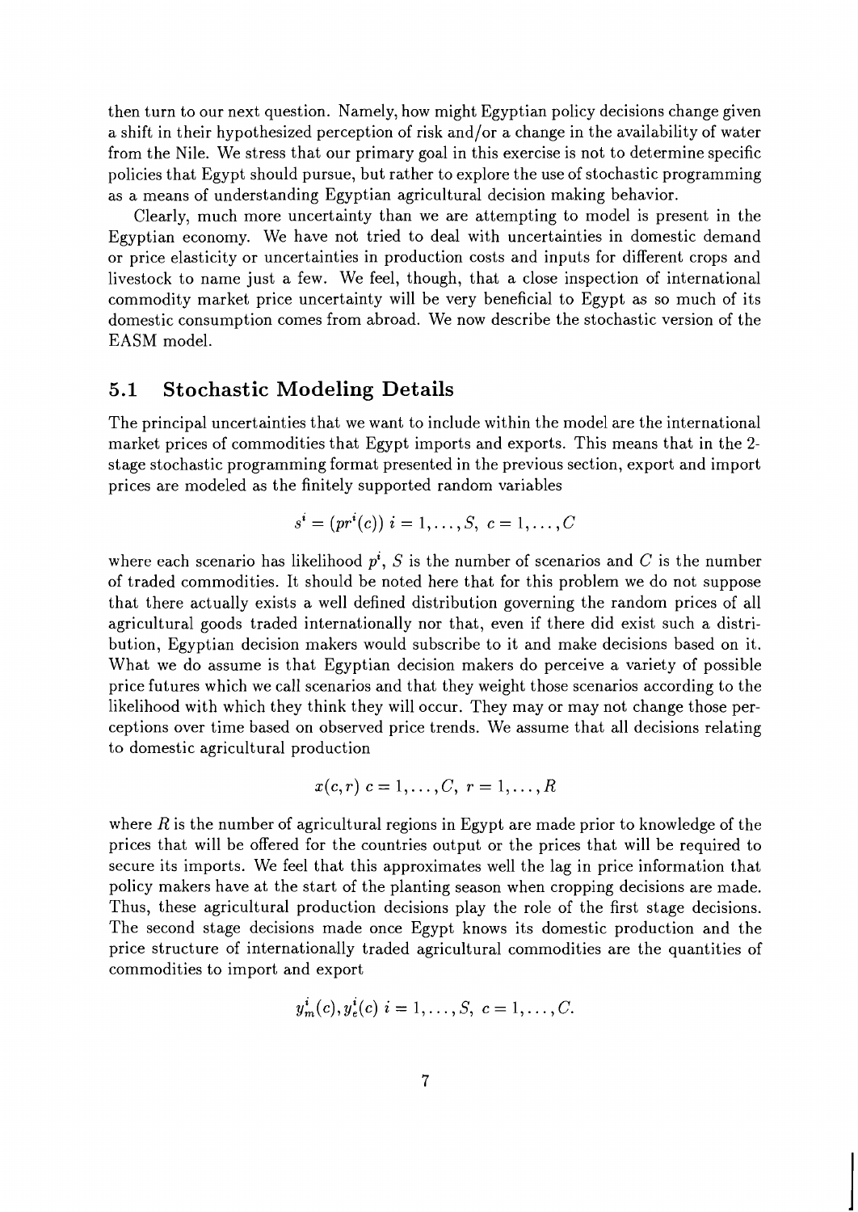then turn to our next question. Namely, how might Egyptian policy decisions change given a shift in their hypothesized perception of risk and/or a change in the availability of water from the Nile. We stress that our primary goal in this exercise is not to determine specific policies that Egypt should pursue, but rather to explore the use of stochastic programming as a means of understanding Egyptian agricultural decision making behavior.

Clearly, much more uncertainty than we are attempting to model is present in the Egyptian economy. We have not tried to deal with uncertainties in domestic demand or price elasticity or uncertainties in production costs and inputs for different crops and livestock to name just a few. We feel, though, that a close inspection of international commodity market price uncertainty will be very beneficial to Egypt as so much of its domestic consumption comes from abroad. We now describe the stochastic version of the EASM model.

## 5.1 Stochastic Modeling Details

The principal uncertainties that we want to include within the model are the international market prices of commodities that Egypt imports and exports. This means that in the 2-stage stochastic programming format presented in the previous section, export and import prices are modeled as the finitely supported random variables

$$s^i = (pr^i(c)) \; i = 1, \ldots, S, \; c = 1, \ldots, C$$

where each scenario has likelihood $p^i$, $S$ is the number of scenarios and $C$ is the number of traded commodities. It should be noted here that for this problem we do not suppose that there actually exists a well defined distribution governing the random prices of all agricultural goods traded internationally nor that, even if there did exist such a distribution, Egyptian decision makers would subscribe to it and make decisions based on it. What we do assume is that Egyptian decision makers do perceive a variety of possible price futures which we call scenarios and that they weight those scenarios according to the likelihood with which they think they will occur. They may or may not change those perceptions over time based on observed price trends. We assume that all decisions relating to domestic agricultural production

$$x(c, r) \; c = 1, \ldots, C, \; r = 1, \ldots, R$$

where $R$ is the number of agricultural regions in Egypt are made prior to knowledge of the prices that will be offered for the countries output or the prices that will be required to secure its imports. We feel that this approximates well the lag in price information that policy makers have at the start of the planting season when cropping decisions are made. Thus, these agricultural production decisions play the role of the first stage decisions. The second stage decisions made once Egypt knows its domestic production and the price structure of internationally traded agricultural commodities are the quantities of commodities to import and export

$$y_m^i(c), y_e^i(c) \; i = 1, \ldots, S, \; c = 1, \ldots, C.$$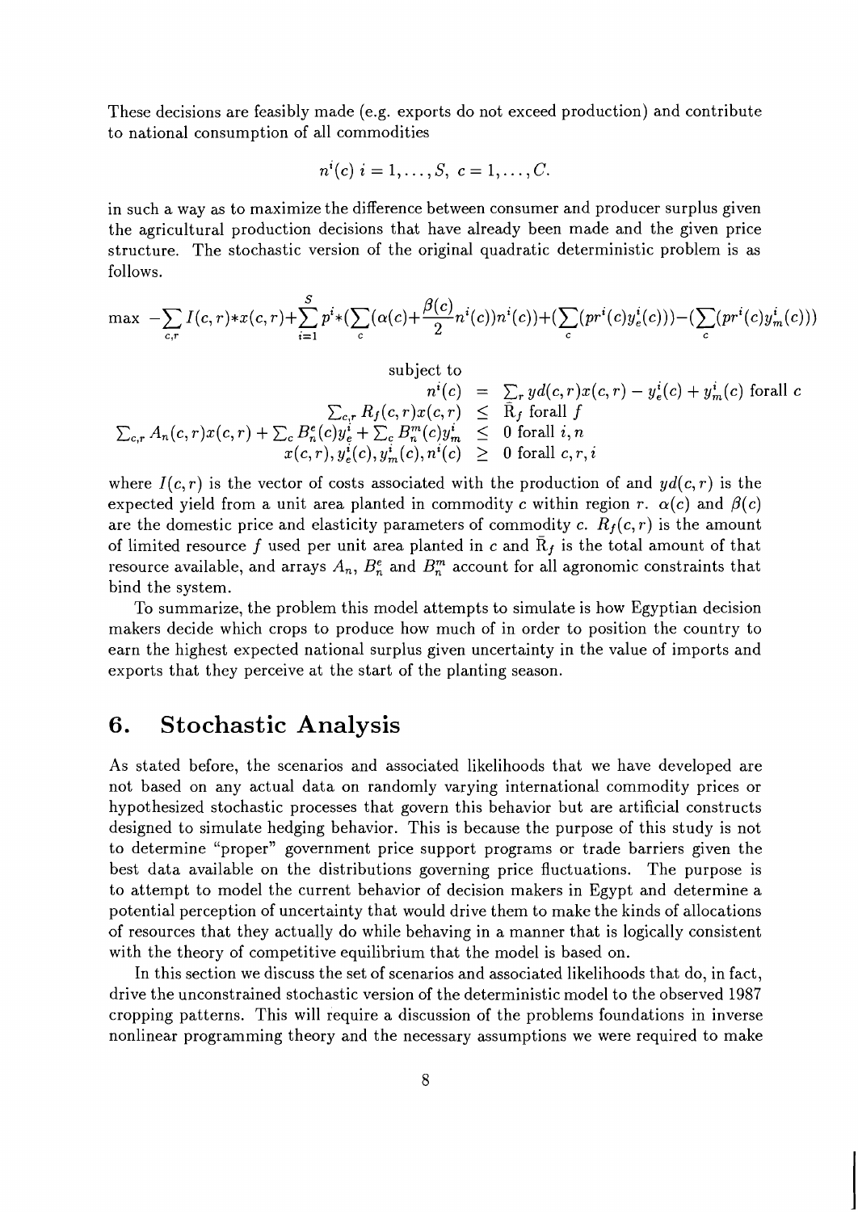These decisions are feasibly made (e.g. exports do not exceed production) and contribute to national consumption of all commodities

$$n^i(c) \; i = 1, \ldots, S, \; c = 1, \ldots, C.$$

in such a way as to maximize the difference between consumer and producer surplus given the agricultural production decisions that have already been made and the given price structure. The stochastic version of the original quadratic deterministic problem is as follows.

$$\max \; -\sum_{c,r} I(c,r)*x(c,r)+\sum_{i=1}^{S} p^i*(\sum_c(\alpha(c)+\frac{\beta(c)}{2}n^i(c))n^i(c))+(\sum_c(pr^i(c)y_e^i(c)))-(\sum_c(pr^i(c)y_m^i(c)))$$

subject to

$$\begin{array}{rcl} n^i(c) & = & \sum_r yd(c,r)x(c,r) - y_e^i(c) + y_m^i(c) \text{ forall } c \\ \sum_{c,r} R_f(c,r)x(c,r) & \leq & \bar{R}_f \text{ forall } f \\ \sum_{c,r} A_n(c,r)x(c,r) + \sum_c B_n^e(c)y_e^i + \sum_c B_n^m(c)y_m^i & \leq & 0 \text{ forall } i,n \\ x(c,r), y_e^i(c), y_m^i(c), n^i(c) & \geq & 0 \text{ forall } c,r,i \end{array}$$

where $I(c,r)$ is the vector of costs associated with the production of and $yd(c,r)$ is the expected yield from a unit area planted in commodity $c$ within region $r$. $\alpha(c)$ and $\beta(c)$ are the domestic price and elasticity parameters of commodity $c$. $R_f(c,r)$ is the amount of limited resource $f$ used per unit area planted in $c$ and $\bar{R}_f$ is the total amount of that resource available, and arrays $A_n$, $B_n^e$ and $B_n^m$ account for all agronomic constraints that bind the system.

To summarize, the problem this model attempts to simulate is how Egyptian decision makers decide which crops to produce how much of in order to position the country to earn the highest expected national surplus given uncertainty in the value of imports and exports that they perceive at the start of the planting season.

## 6. Stochastic Analysis

As stated before, the scenarios and associated likelihoods that we have developed are not based on any actual data on randomly varying international commodity prices or hypothesized stochastic processes that govern this behavior but are artificial constructs designed to simulate hedging behavior. This is because the purpose of this study is not to determine "proper" government price support programs or trade barriers given the best data available on the distributions governing price fluctuations. The purpose is to attempt to model the current behavior of decision makers in Egypt and determine a potential perception of uncertainty that would drive them to make the kinds of allocations of resources that they actually do while behaving in a manner that is logically consistent with the theory of competitive equilibrium that the model is based on.

In this section we discuss the set of scenarios and associated likelihoods that do, in fact, drive the unconstrained stochastic version of the deterministic model to the observed 1987 cropping patterns. This will require a discussion of the problems foundations in inverse nonlinear programming theory and the necessary assumptions we were required to make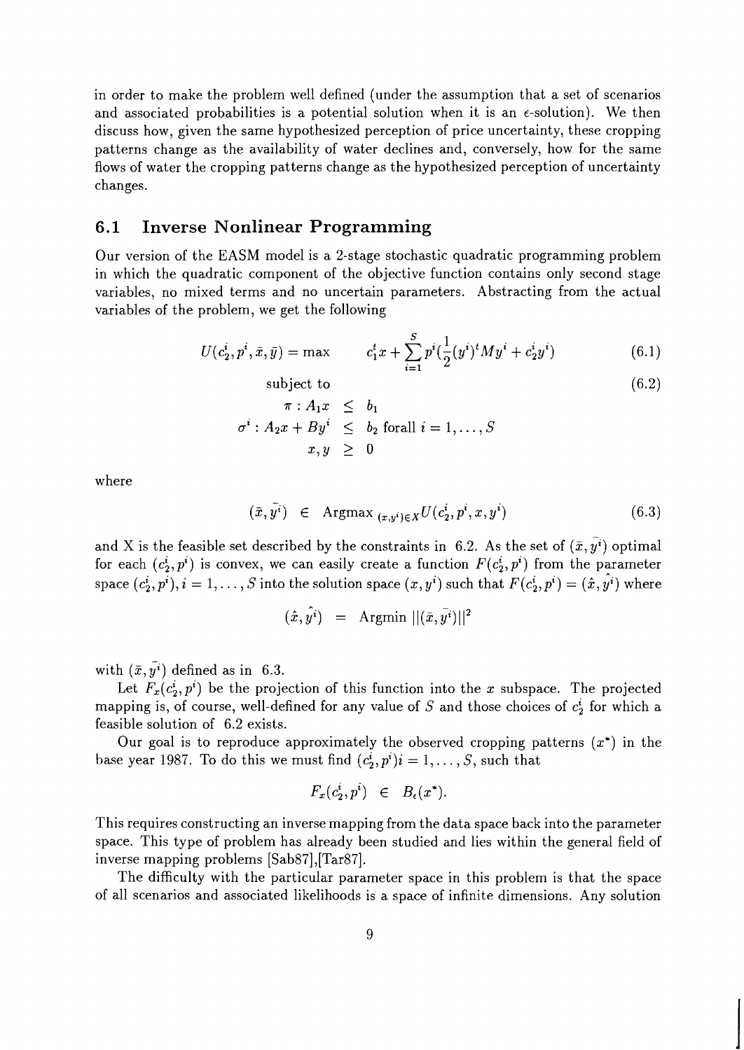in order to make the problem well defined (under the assumption that a set of scenarios and associated probabilities is a potential solution when it is an $\epsilon$-solution). We then discuss how, given the same hypothesized perception of price uncertainty, these cropping patterns change as the availability of water declines and, conversely, how for the same flows of water the cropping patterns change as the hypothesized perception of uncertainty changes.

## 6.1 Inverse Nonlinear Programming

Our version of the EASM model is a 2-stage stochastic quadratic programming problem in which the quadratic component of the objective function contains only second stage variables, no mixed terms and no uncertain parameters. Abstracting from the actual variables of the problem, we get the following

$$U(c_2^i, p^i, \bar{x}, \bar{y}) = \max \qquad c_1^t x + \sum_{i=1}^{S} p^i (\frac{1}{2}(y^i)^t M y^i + c_2^i y^i) \tag{6.1}$$

$$\text{subject to} \tag{6.2}$$

$$\begin{aligned} \pi : A_1 x &\leq b_1 \\ \sigma^i : A_2 x + B y^i &\leq b_2 \text{ forall } i = 1, \dots, S \\ x, y &\geq 0 \end{aligned}$$

where

$$(\bar{x}, \bar{y^i}) \in \text{Argmax}_{(x,y^i)\in X} U(c_2^i, p^i, x, y^i) \tag{6.3}$$

and X is the feasible set described by the constraints in 6.2. As the set of $(\bar{x}, \bar{y^i})$ optimal for each $(c_2^i, p^i)$ is convex, we can easily create a function $F(c_2^i, p^i)$ from the parameter space $(c_2^i, p^i), i = 1, \dots, S$ into the solution space $(x, y^i)$ such that $F(c_2^i, p^i) = (\hat{x}, \hat{y^i})$ where

$$(\hat{x}, \hat{y^i}) = \text{Argmin } ||(\bar{x}, \bar{y^i})||^2$$

with $(\bar{x}, \bar{y^i})$ defined as in 6.3.

Let $F_x(c_2^i, p^i)$ be the projection of this function into the $x$ subspace. The projected mapping is, of course, well-defined for any value of $S$ and those choices of $c_2^i$ for which a feasible solution of 6.2 exists.

Our goal is to reproduce approximately the observed cropping patterns $(x^*)$ in the base year 1987. To do this we must find $(c_2^i, p^i) i = 1, \dots, S$, such that

$$F_x(c_2^i, p^i) \in B_\epsilon(x^*).$$

This requires constructing an inverse mapping from the data space back into the parameter space. This type of problem has already been studied and lies within the general field of inverse mapping problems [Sab87],[Tar87].

The difficulty with the particular parameter space in this problem is that the space of all scenarios and associated likelihoods is a space of infinite dimensions. Any solution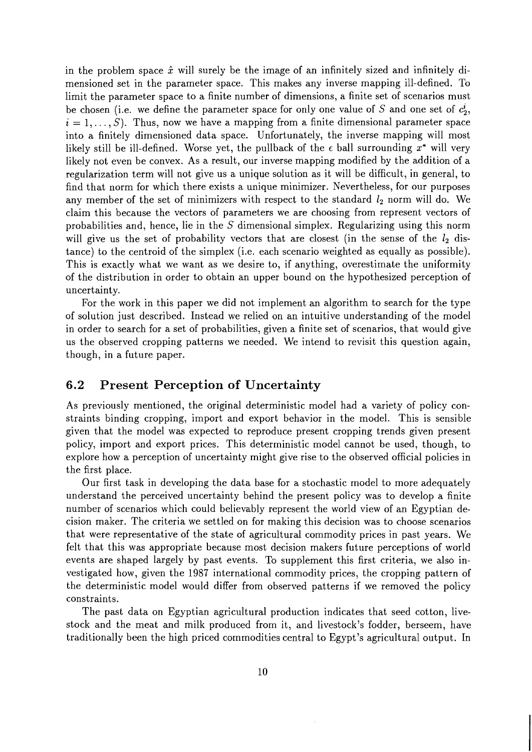in the problem space $\hat{x}$ will surely be the image of an infinitely sized and infinitely dimensioned set in the parameter space. This makes any inverse mapping ill-defined. To limit the parameter space to a finite number of dimensions, a finite set of scenarios must be chosen (i.e. we define the parameter space for only one value of $S$ and one set of $c_2^i$, $i = 1, \ldots, S$). Thus, now we have a mapping from a finite dimensional parameter space into a finitely dimensioned data space. Unfortunately, the inverse mapping will most likely still be ill-defined. Worse yet, the pullback of the $\epsilon$ ball surrounding $x^*$ will very likely not even be convex. As a result, our inverse mapping modified by the addition of a regularization term will not give us a unique solution as it will be difficult, in general, to find that norm for which there exists a unique minimizer. Nevertheless, for our purposes any member of the set of minimizers with respect to the standard $l_2$ norm will do. We claim this because the vectors of parameters we are choosing from represent vectors of probabilities and, hence, lie in the $S$ dimensional simplex. Regularizing using this norm will give us the set of probability vectors that are closest (in the sense of the $l_2$ distance) to the centroid of the simplex (i.e. each scenario weighted as equally as possible). This is exactly what we want as we desire to, if anything, overestimate the uniformity of the distribution in order to obtain an upper bound on the hypothesized perception of uncertainty.

For the work in this paper we did not implement an algorithm to search for the type of solution just described. Instead we relied on an intuitive understanding of the model in order to search for a set of probabilities, given a finite set of scenarios, that would give us the observed cropping patterns we needed. We intend to revisit this question again, though, in a future paper.

## 6.2 Present Perception of Uncertainty

As previously mentioned, the original deterministic model had a variety of policy constraints binding cropping, import and export behavior in the model. This is sensible given that the model was expected to reproduce present cropping trends given present policy, import and export prices. This deterministic model cannot be used, though, to explore how a perception of uncertainty might give rise to the observed official policies in the first place.

Our first task in developing the data base for a stochastic model to more adequately understand the perceived uncertainty behind the present policy was to develop a finite number of scenarios which could believably represent the world view of an Egyptian decision maker. The criteria we settled on for making this decision was to choose scenarios that were representative of the state of agricultural commodity prices in past years. We felt that this was appropriate because most decision makers future perceptions of world events are shaped largely by past events. To supplement this first criteria, we also investigated how, given the 1987 international commodity prices, the cropping pattern of the deterministic model would differ from observed patterns if we removed the policy constraints.

The past data on Egyptian agricultural production indicates that seed cotton, livestock and the meat and milk produced from it, and livestock's fodder, berseem, have traditionally been the high priced commodities central to Egypt's agricultural output. In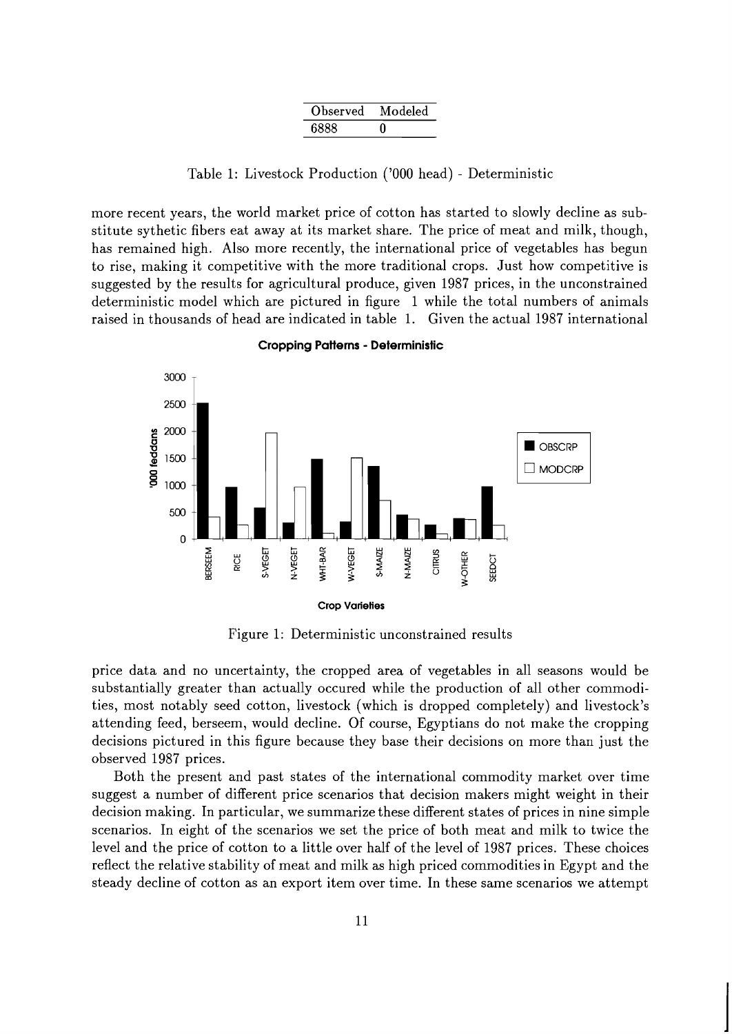| Observed | Modeled |
|---|---|
| 6888 | 0 |

Table 1: Livestock Production ('000 head) - Deterministic

more recent years, the world market price of cotton has started to slowly decline as substitute sythetic fibers eat away at its market share. The price of meat and milk, though, has remained high. Also more recently, the international price of vegetables has begun to rise, making it competitive with the more traditional crops. Just how competitive is suggested by the results for agricultural produce, given 1987 prices, in the unconstrained deterministic model which are pictured in figure 1 while the total numbers of animals raised in thousands of head are indicated in table 1. Given the actual 1987 international

**Cropping Patterns - Deterministic**

3000
2500
2000
1500
1000
500
0

'000 feddans

OBSCRP
MODCRP

BERSEEM
RICE
S-VEGET
N-VEGET
WHT-BAR
W-VEGET
S-MAIZE
N-MAIZE
CITRUS
W-OTHER
SEEDCT

**Crop Varieties**

Figure 1: Deterministic unconstrained results

price data and no uncertainty, the cropped area of vegetables in all seasons would be substantially greater than actually occured while the production of all other commodities, most notably seed cotton, livestock (which is dropped completely) and livestock's attending feed, berseem, would decline. Of course, Egyptians do not make the cropping decisions pictured in this figure because they base their decisions on more than just the observed 1987 prices.

Both the present and past states of the international commodity market over time suggest a number of different price scenarios that decision makers might weight in their decision making. In particular, we summarize these different states of prices in nine simple scenarios. In eight of the scenarios we set the price of both meat and milk to twice the level and the price of cotton to a little over half of the level of 1987 prices. These choices reflect the relative stability of meat and milk as high priced commodities in Egypt and the steady decline of cotton as an export item over time. In these same scenarios we attempt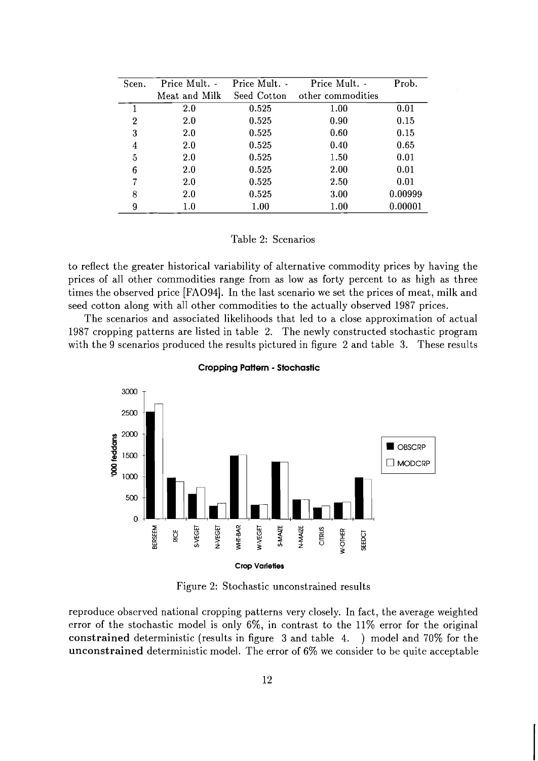| Scen. | Price Mult. - Meat and Milk | Price Mult. - Seed Cotton | Price Mult. - other commodities | Prob. |
|---|---|---|---|---|
| 1 | 2.0 | 0.525 | 1.00 | 0.01 |
| 2 | 2.0 | 0.525 | 0.90 | 0.15 |
| 3 | 2.0 | 0.525 | 0.60 | 0.15 |
| 4 | 2.0 | 0.525 | 0.40 | 0.65 |
| 5 | 2.0 | 0.525 | 1.50 | 0.01 |
| 6 | 2.0 | 0.525 | 2.00 | 0.01 |
| 7 | 2.0 | 0.525 | 2.50 | 0.01 |
| 8 | 2.0 | 0.525 | 3.00 | 0.00999 |
| 9 | 1.0 | 1.00 | 1.00 | 0.00001 |

Table 2: Scenarios

to reflect the greater historical variability of alternative commodity prices by having the prices of all other commodities range from as low as forty percent to as high as three times the observed price [FAO94]. In the last scenario we set the prices of meat, milk and seed cotton along with all other commodities to the actually observed 1987 prices.

The scenarios and associated likelihoods that led to a close approximation of actual 1987 cropping patterns are listed in table 2. The newly constructed stochastic program with the 9 scenarios produced the results pictured in figure 2 and table 3. These results

**Cropping Pattern - Stochastic**

'000 feddans

3000
2500
2000
1500
1000
500
0

BERSEEM
RICE
S-VEGET
N-VEGET
WHT-BAR
W-VEGET
S-MAIZE
N-MAIZE
CITRUS
W-OTHER
SEEDCT

OBSCRP
MODCRP

**Crop Varieties**

Figure 2: Stochastic unconstrained results

reproduce observed national cropping patterns very closely. In fact, the average weighted error of the stochastic model is only 6%, in contrast to the 11% error for the original **constrained** deterministic (results in figure 3 and table 4. ) model and 70% for the **unconstrained** deterministic model. The error of 6% we consider to be quite acceptable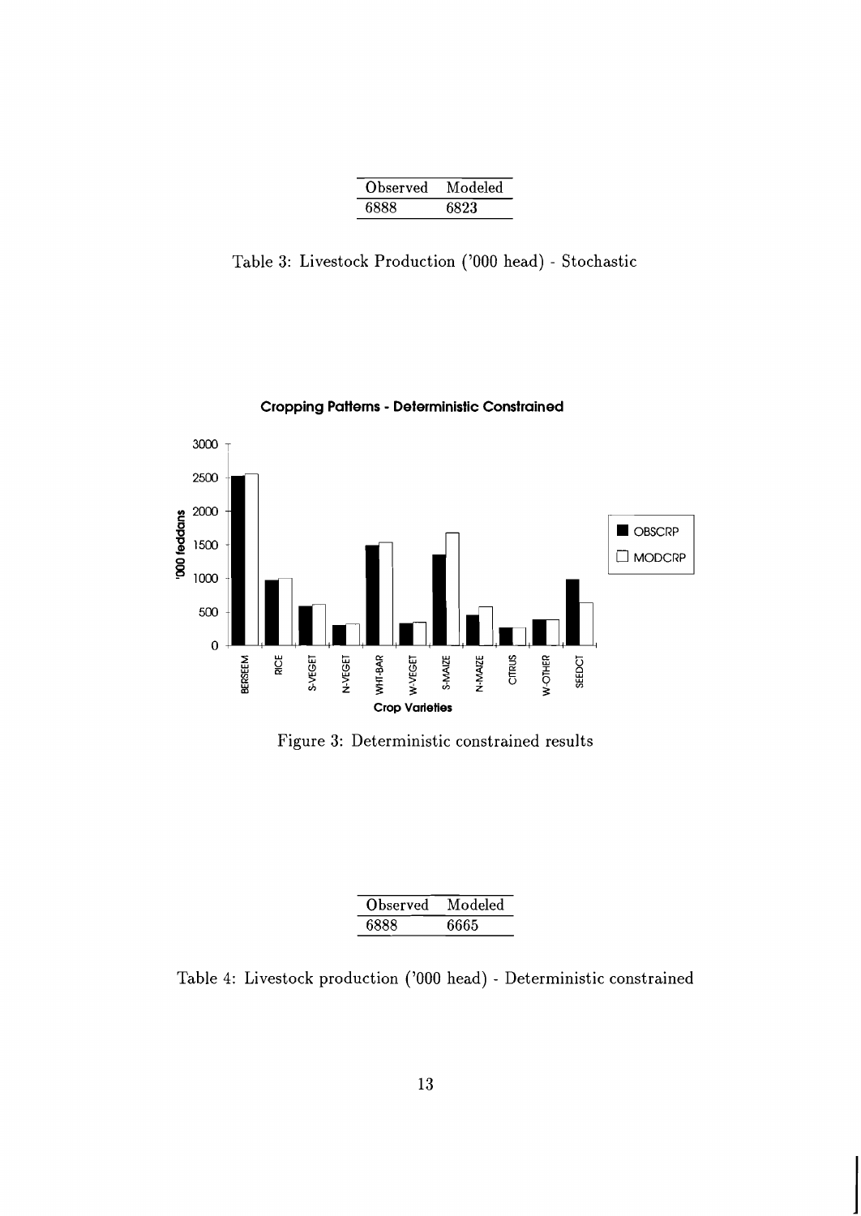| Observed | Modeled |
|---|---|
| 6888 | 6823 |

Table 3: Livestock Production ('000 head) - Stochastic

Cropping Patterns - Deterministic Constrained

'000 feddans

3000
2500
2000
1500
1000
500
0

BERSEEM
RICE
S-VEGET
N-VEGET
WHT-BAR
W-VEGET
S-MAIZE
N-MAIZE
CITRUS
W-OTHER
SEEDCT

Crop Varieties

OBSCRP
MODCRP

Figure 3: Deterministic constrained results

| Observed | Modeled |
|---|---|
| 6888 | 6665 |

Table 4: Livestock production ('000 head) - Deterministic constrained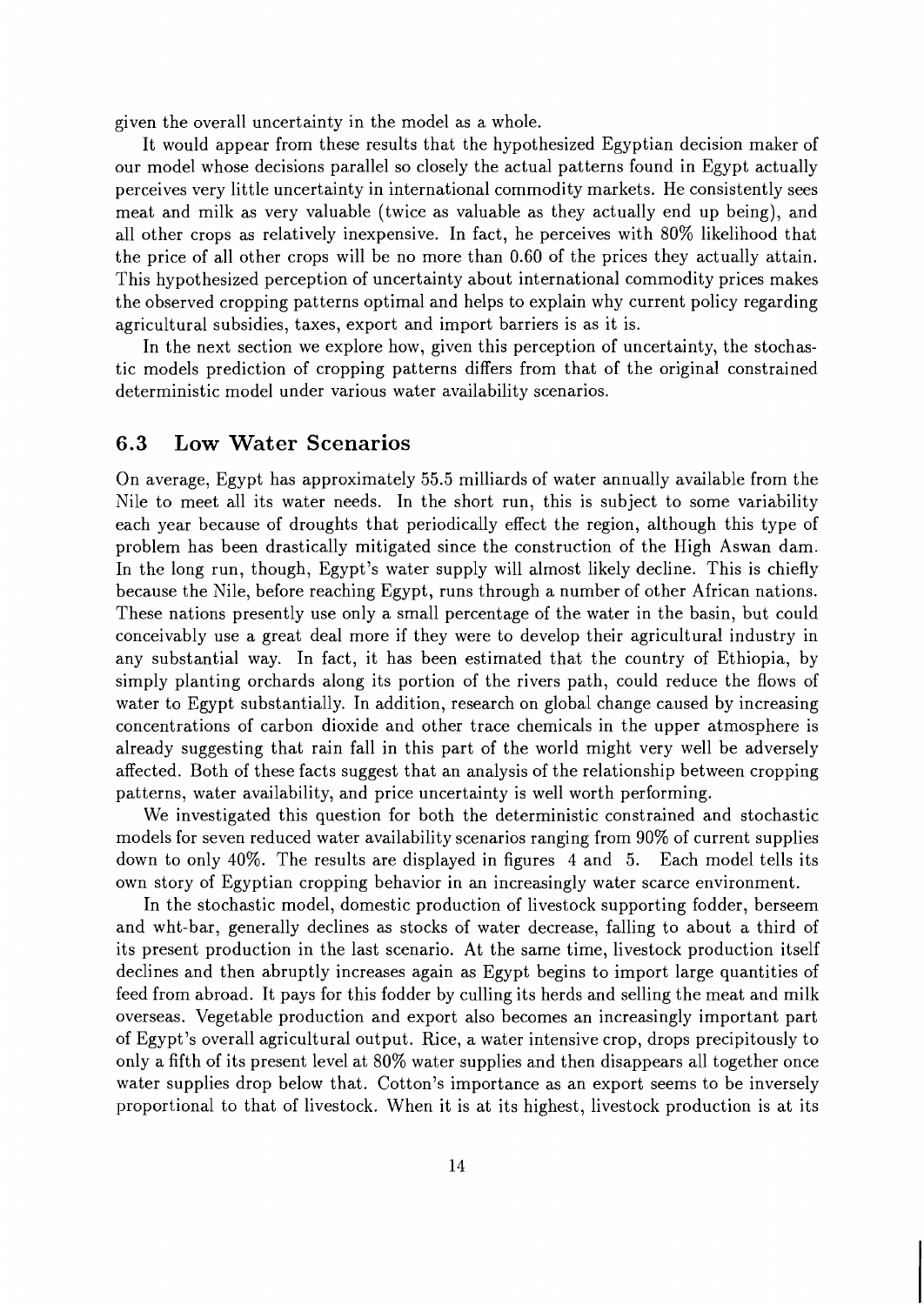given the overall uncertainty in the model as a whole.

It would appear from these results that the hypothesized Egyptian decision maker of our model whose decisions parallel so closely the actual patterns found in Egypt actually perceives very little uncertainty in international commodity markets. He consistently sees meat and milk as very valuable (twice as valuable as they actually end up being), and all other crops as relatively inexpensive. In fact, he perceives with 80% likelihood that the price of all other crops will be no more than 0.60 of the prices they actually attain. This hypothesized perception of uncertainty about international commodity prices makes the observed cropping patterns optimal and helps to explain why current policy regarding agricultural subsidies, taxes, export and import barriers is as it is.

In the next section we explore how, given this perception of uncertainty, the stochastic models prediction of cropping patterns differs from that of the original constrained deterministic model under various water availability scenarios.

## 6.3 Low Water Scenarios

On average, Egypt has approximately 55.5 milliards of water annually available from the Nile to meet all its water needs. In the short run, this is subject to some variability each year because of droughts that periodically effect the region, although this type of problem has been drastically mitigated since the construction of the High Aswan dam. In the long run, though, Egypt's water supply will almost likely decline. This is chiefly because the Nile, before reaching Egypt, runs through a number of other African nations. These nations presently use only a small percentage of the water in the basin, but could conceivably use a great deal more if they were to develop their agricultural industry in any substantial way. In fact, it has been estimated that the country of Ethiopia, by simply planting orchards along its portion of the rivers path, could reduce the flows of water to Egypt substantially. In addition, research on global change caused by increasing concentrations of carbon dioxide and other trace chemicals in the upper atmosphere is already suggesting that rain fall in this part of the world might very well be adversely affected. Both of these facts suggest that an analysis of the relationship between cropping patterns, water availability, and price uncertainty is well worth performing.

We investigated this question for both the deterministic constrained and stochastic models for seven reduced water availability scenarios ranging from 90% of current supplies down to only 40%. The results are displayed in figures 4 and 5. Each model tells its own story of Egyptian cropping behavior in an increasingly water scarce environment.

In the stochastic model, domestic production of livestock supporting fodder, berseem and wht-bar, generally declines as stocks of water decrease, falling to about a third of its present production in the last scenario. At the same time, livestock production itself declines and then abruptly increases again as Egypt begins to import large quantities of feed from abroad. It pays for this fodder by culling its herds and selling the meat and milk overseas. Vegetable production and export also becomes an increasingly important part of Egypt's overall agricultural output. Rice, a water intensive crop, drops precipitously to only a fifth of its present level at 80% water supplies and then disappears all together once water supplies drop below that. Cotton's importance as an export seems to be inversely proportional to that of livestock. When it is at its highest, livestock production is at its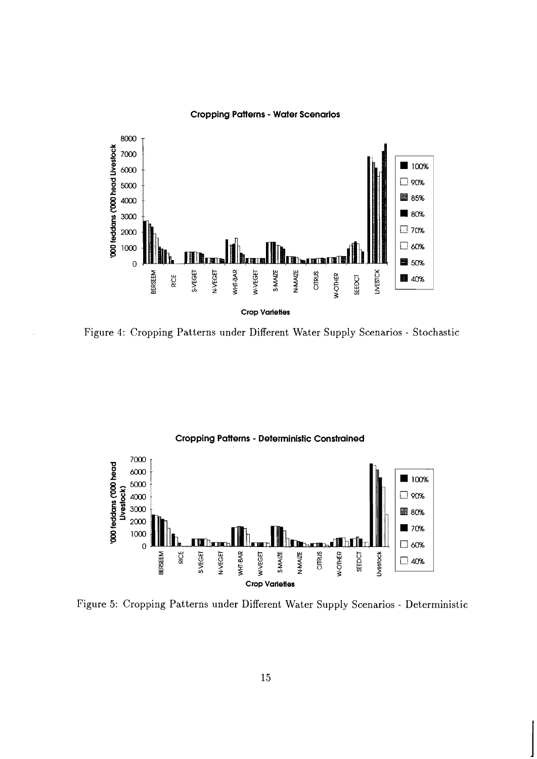**Cropping Patterns - Water Scenarios**

'000 feddans ('000 head Livestock

8000
7000
6000
5000
4000
3000
2000
1000
0

BERSEEM RICE S-VEGET N-VEGET WHT-BAR W-VEGET S-MAIZE N-MAIZE CITRUS W-OTHER SEEDCT LIVESTCK

Crop Varieties

100%
90%
85%
80%
70%
60%
50%
40%

Figure 4: Cropping Patterns under Different Water Supply Scenarios - Stochastic

**Cropping Patterns - Deterministic Constrained**

'000 feddans ('000 head Livestock)

7000
6000
5000
4000
3000
2000
1000
0

BERSEEM RICE S-VEGET N-VEGET WHT-BAR W-VEGET S-MAIZE N-MAIZE CITRUS W-OTHER SEEDCT Livestock

Crop Varieties

100%
90%
80%
70%
60%
40%

Figure 5: Cropping Patterns under Different Water Supply Scenarios - Deterministic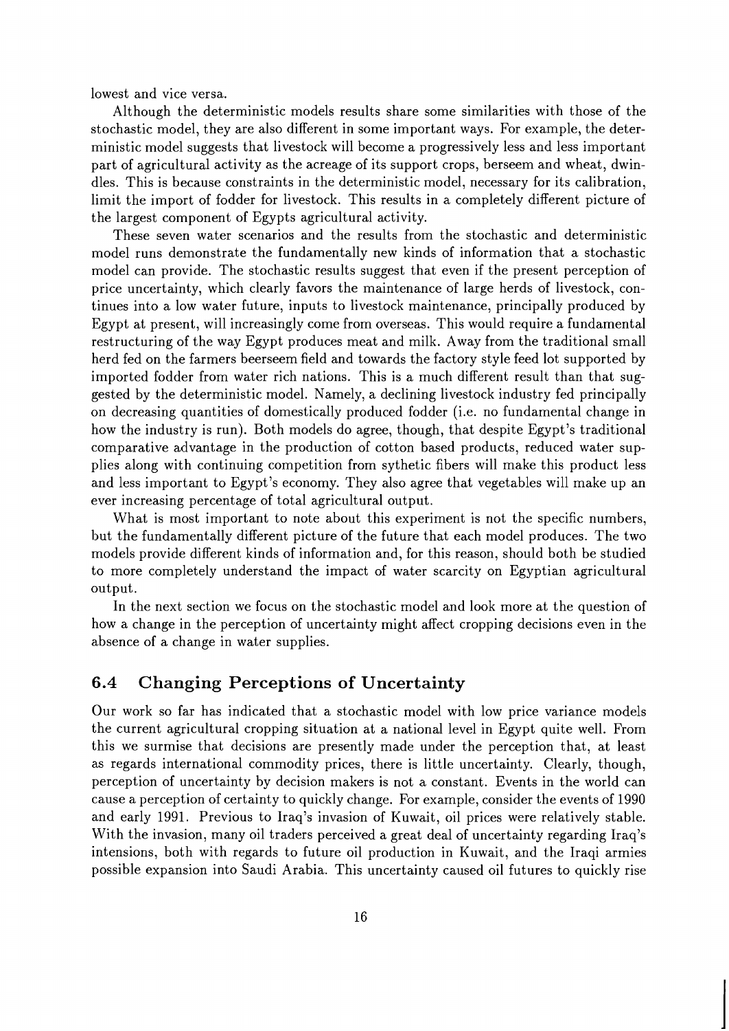lowest and vice versa.

Although the deterministic models results share some similarities with those of the stochastic model, they are also different in some important ways. For example, the deterministic model suggests that livestock will become a progressively less and less important part of agricultural activity as the acreage of its support crops, berseem and wheat, dwindles. This is because constraints in the deterministic model, necessary for its calibration, limit the import of fodder for livestock. This results in a completely different picture of the largest component of Egypts agricultural activity.

These seven water scenarios and the results from the stochastic and deterministic model runs demonstrate the fundamentally new kinds of information that a stochastic model can provide. The stochastic results suggest that even if the present perception of price uncertainty, which clearly favors the maintenance of large herds of livestock, continues into a low water future, inputs to livestock maintenance, principally produced by Egypt at present, will increasingly come from overseas. This would require a fundamental restructuring of the way Egypt produces meat and milk. Away from the traditional small herd fed on the farmers beerseem field and towards the factory style feed lot supported by imported fodder from water rich nations. This is a much different result than that suggested by the deterministic model. Namely, a declining livestock industry fed principally on decreasing quantities of domestically produced fodder (i.e. no fundamental change in how the industry is run). Both models do agree, though, that despite Egypt's traditional comparative advantage in the production of cotton based products, reduced water supplies along with continuing competition from sythetic fibers will make this product less and less important to Egypt's economy. They also agree that vegetables will make up an ever increasing percentage of total agricultural output.

What is most important to note about this experiment is not the specific numbers, but the fundamentally different picture of the future that each model produces. The two models provide different kinds of information and, for this reason, should both be studied to more completely understand the impact of water scarcity on Egyptian agricultural output.

In the next section we focus on the stochastic model and look more at the question of how a change in the perception of uncertainty might affect cropping decisions even in the absence of a change in water supplies.

## 6.4 Changing Perceptions of Uncertainty

Our work so far has indicated that a stochastic model with low price variance models the current agricultural cropping situation at a national level in Egypt quite well. From this we surmise that decisions are presently made under the perception that, at least as regards international commodity prices, there is little uncertainty. Clearly, though, perception of uncertainty by decision makers is not a constant. Events in the world can cause a perception of certainty to quickly change. For example, consider the events of 1990 and early 1991. Previous to Iraq's invasion of Kuwait, oil prices were relatively stable. With the invasion, many oil traders perceived a great deal of uncertainty regarding Iraq's intensions, both with regards to future oil production in Kuwait, and the Iraqi armies possible expansion into Saudi Arabia. This uncertainty caused oil futures to quickly rise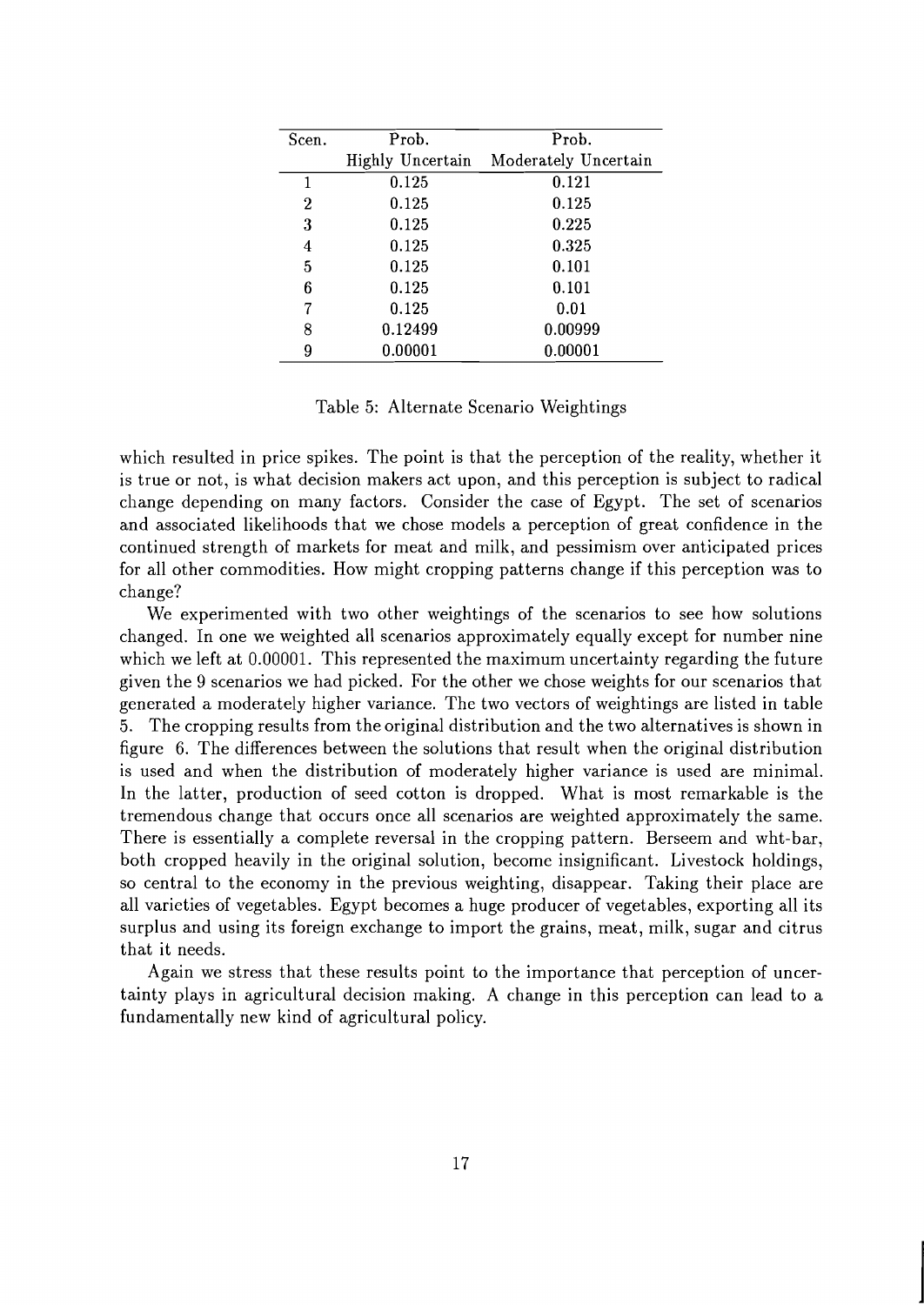| Scen. | Prob. Highly Uncertain | Prob. Moderately Uncertain |
|---|---|---|
| 1 | 0.125 | 0.121 |
| 2 | 0.125 | 0.125 |
| 3 | 0.125 | 0.225 |
| 4 | 0.125 | 0.325 |
| 5 | 0.125 | 0.101 |
| 6 | 0.125 | 0.101 |
| 7 | 0.125 | 0.01 |
| 8 | 0.12499 | 0.00999 |
| 9 | 0.00001 | 0.00001 |

Table 5: Alternate Scenario Weightings

which resulted in price spikes. The point is that the perception of the reality, whether it is true or not, is what decision makers act upon, and this perception is subject to radical change depending on many factors. Consider the case of Egypt. The set of scenarios and associated likelihoods that we chose models a perception of great confidence in the continued strength of markets for meat and milk, and pessimism over anticipated prices for all other commodities. How might cropping patterns change if this perception was to change?

We experimented with two other weightings of the scenarios to see how solutions changed. In one we weighted all scenarios approximately equally except for number nine which we left at 0.00001. This represented the maximum uncertainty regarding the future given the 9 scenarios we had picked. For the other we chose weights for our scenarios that generated a moderately higher variance. The two vectors of weightings are listed in table 5. The cropping results from the original distribution and the two alternatives is shown in figure 6. The differences between the solutions that result when the original distribution is used and when the distribution of moderately higher variance is used are minimal. In the latter, production of seed cotton is dropped. What is most remarkable is the tremendous change that occurs once all scenarios are weighted approximately the same. There is essentially a complete reversal in the cropping pattern. Berseem and wht-bar, both cropped heavily in the original solution, become insignificant. Livestock holdings, so central to the economy in the previous weighting, disappear. Taking their place are all varieties of vegetables. Egypt becomes a huge producer of vegetables, exporting all its surplus and using its foreign exchange to import the grains, meat, milk, sugar and citrus that it needs.

Again we stress that these results point to the importance that perception of uncertainty plays in agricultural decision making. A change in this perception can lead to a fundamentally new kind of agricultural policy.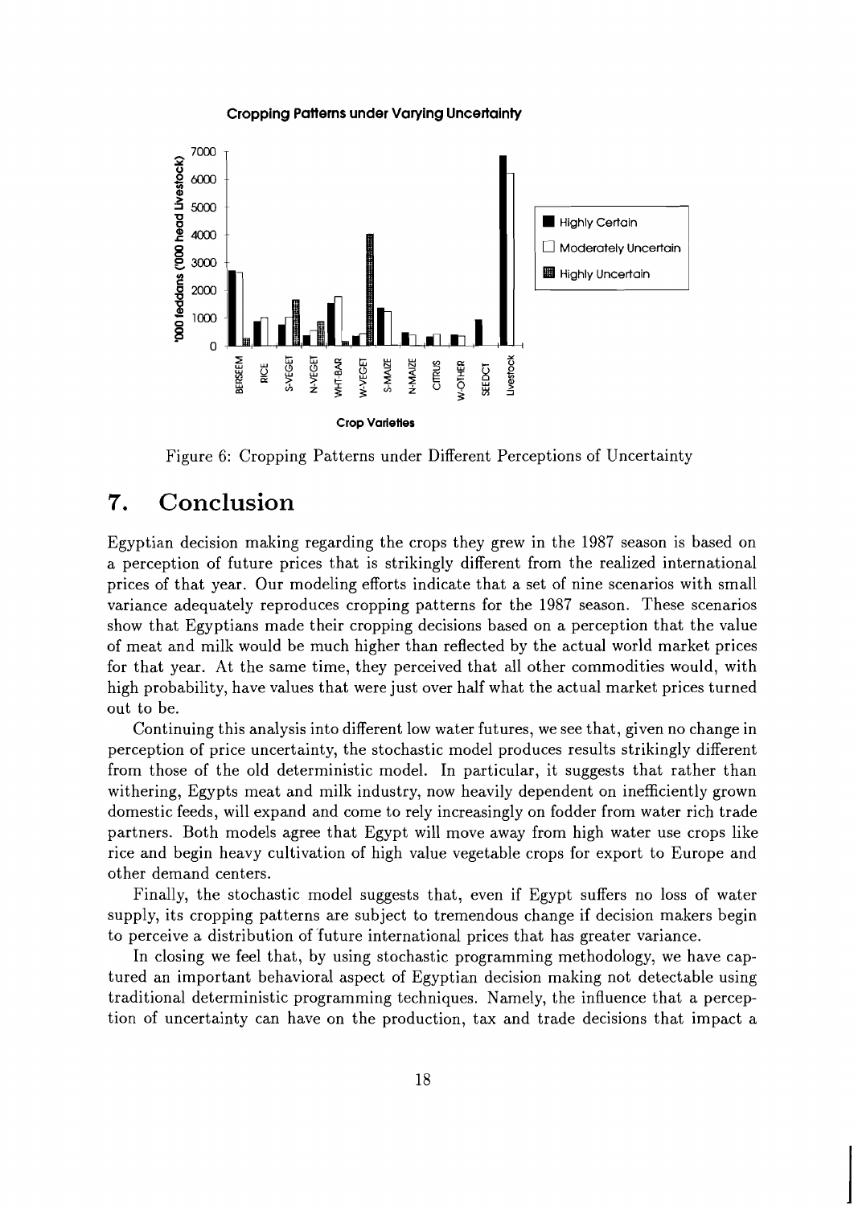**Cropping Patterns under Varying Uncertainty**

'000 feddans ('000 head Livestock)

7000
6000
5000
4000
3000
2000
1000
0

BERSEEM
RICE
S-VEGET
N-VEGET
WHT-BAR
W-VEGET
S-MAIZE
N-MAIZE
CITRUS
W-OTHER
SEEDCT
Livestock

Crop Varieties

Highly Certain
Moderately Uncertain
Highly Uncertain

Figure 6: Cropping Patterns under Different Perceptions of Uncertainty

# 7. Conclusion

Egyptian decision making regarding the crops they grew in the 1987 season is based on a perception of future prices that is strikingly different from the realized international prices of that year. Our modeling efforts indicate that a set of nine scenarios with small variance adequately reproduces cropping patterns for the 1987 season. These scenarios show that Egyptians made their cropping decisions based on a perception that the value of meat and milk would be much higher than reflected by the actual world market prices for that year. At the same time, they perceived that all other commodities would, with high probability, have values that were just over half what the actual market prices turned out to be.

Continuing this analysis into different low water futures, we see that, given no change in perception of price uncertainty, the stochastic model produces results strikingly different from those of the old deterministic model. In particular, it suggests that rather than withering, Egypts meat and milk industry, now heavily dependent on inefficiently grown domestic feeds, will expand and come to rely increasingly on fodder from water rich trade partners. Both models agree that Egypt will move away from high water use crops like rice and begin heavy cultivation of high value vegetable crops for export to Europe and other demand centers.

Finally, the stochastic model suggests that, even if Egypt suffers no loss of water supply, its cropping patterns are subject to tremendous change if decision makers begin to perceive a distribution of future international prices that has greater variance.

In closing we feel that, by using stochastic programming methodology, we have captured an important behavioral aspect of Egyptian decision making not detectable using traditional deterministic programming techniques. Namely, the influence that a perception of uncertainty can have on the production, tax and trade decisions that impact a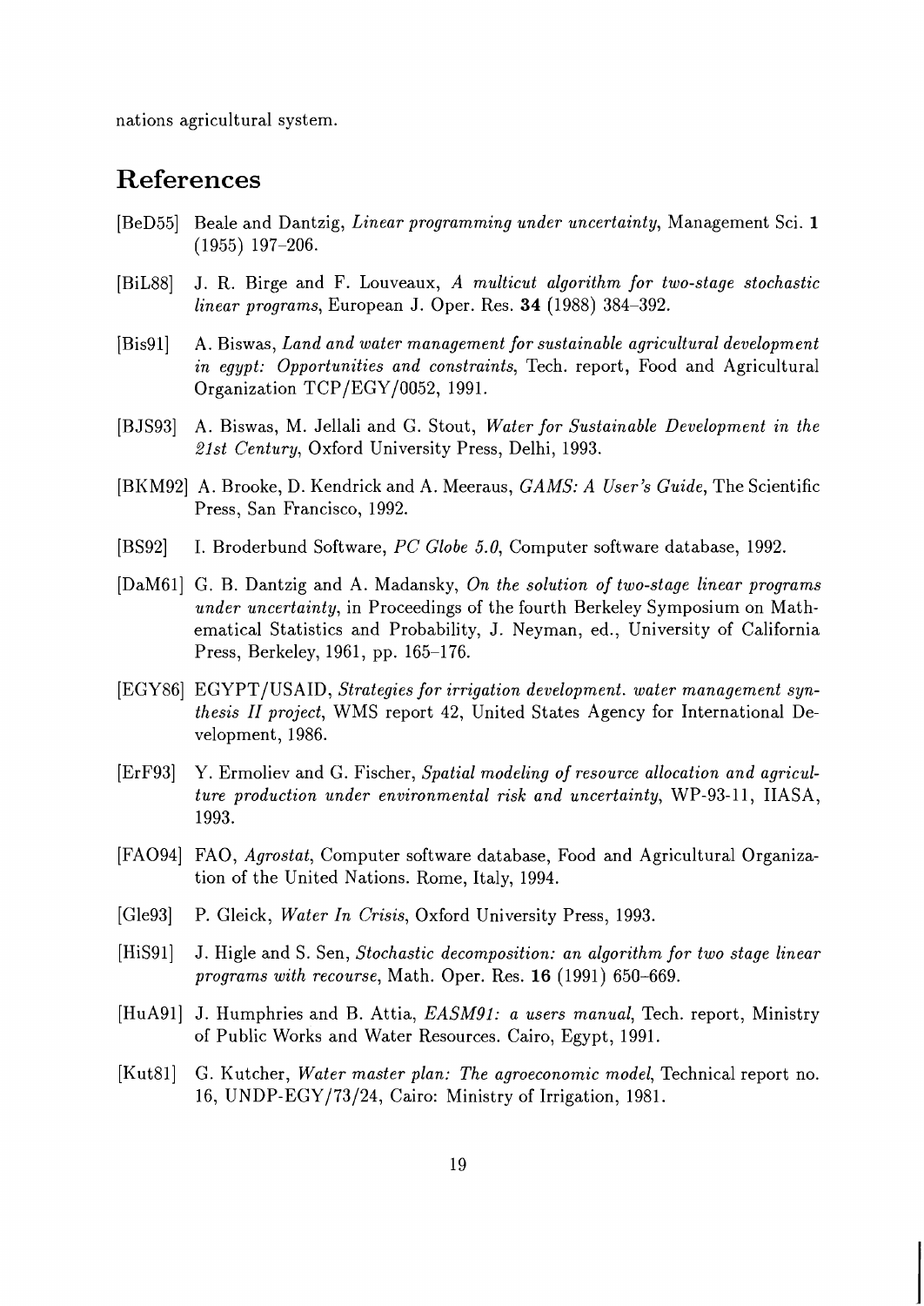nations agricultural system.

## References

[BeD55] Beale and Dantzig, *Linear programming under uncertainty*, Management Sci. **1** (1955) 197–206.

[BiL88] J. R. Birge and F. Louveaux, *A multicut algorithm for two-stage stochastic linear programs*, European J. Oper. Res. **34** (1988) 384–392.

[Bis91] A. Biswas, *Land and water management for sustainable agricultural development in egypt: Opportunities and constraints*, Tech. report, Food and Agricultural Organization TCP/EGY/0052, 1991.

[BJS93] A. Biswas, M. Jellali and G. Stout, *Water for Sustainable Development in the 21st Century*, Oxford University Press, Delhi, 1993.

[BKM92] A. Brooke, D. Kendrick and A. Meeraus, *GAMS: A User's Guide*, The Scientific Press, San Francisco, 1992.

[BS92] I. Broderbund Software, *PC Globe 5.0*, Computer software database, 1992.

[DaM61] G. B. Dantzig and A. Madansky, *On the solution of two-stage linear programs under uncertainty*, in Proceedings of the fourth Berkeley Symposium on Mathematical Statistics and Probability, J. Neyman, ed., University of California Press, Berkeley, 1961, pp. 165–176.

[EGY86] EGYPT/USAID, *Strategies for irrigation development. water management synthesis II project*, WMS report 42, United States Agency for International Development, 1986.

[ErF93] Y. Ermoliev and G. Fischer, *Spatial modeling of resource allocation and agriculture production under environmental risk and uncertainty*, WP-93-11, IIASA, 1993.

[FAO94] FAO, *Agrostat*, Computer software database, Food and Agricultural Organization of the United Nations. Rome, Italy, 1994.

[Gle93] P. Gleick, *Water In Crisis*, Oxford University Press, 1993.

[HiS91] J. Higle and S. Sen, *Stochastic decomposition: an algorithm for two stage linear programs with recourse*, Math. Oper. Res. **16** (1991) 650–669.

[HuA91] J. Humphries and B. Attia, *EASM91: a users manual*, Tech. report, Ministry of Public Works and Water Resources. Cairo, Egypt, 1991.

[Kut81] G. Kutcher, *Water master plan: The agroeconomic model*, Technical report no. 16, UNDP-EGY/73/24, Cairo: Ministry of Irrigation, 1981.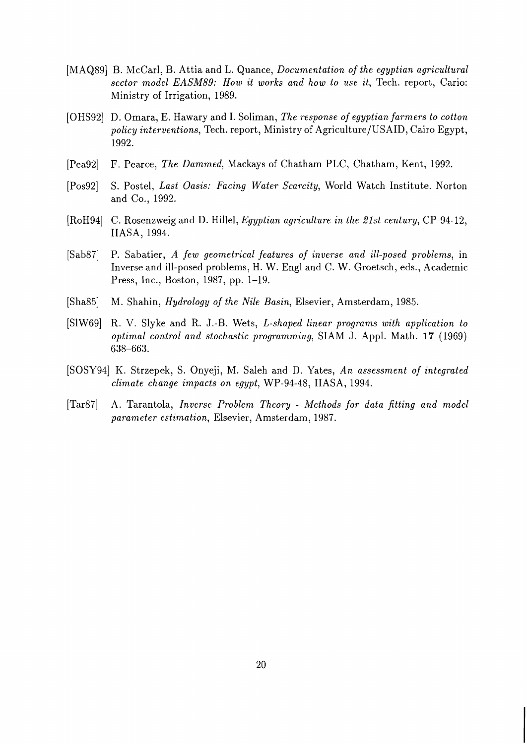[MAQ89] B. McCarl, B. Attia and L. Quance, *Documentation of the egyptian agricultural sector model EASM89: How it works and how to use it*, Tech. report, Cario: Ministry of Irrigation, 1989.

[OHS92] D. Omara, E. Hawary and I. Soliman, *The response of egyptian farmers to cotton policy interventions*, Tech. report, Ministry of Agriculture/USAID, Cairo Egypt, 1992.

[Pea92] F. Pearce, *The Dammed*, Mackays of Chatham PLC, Chatham, Kent, 1992.

[Pos92] S. Postel, *Last Oasis: Facing Water Scarcity*, World Watch Institute. Norton and Co., 1992.

[RoH94] C. Rosenzweig and D. Hillel, *Egyptian agriculture in the 21st century*, CP-94-12, IIASA, 1994.

[Sab87] P. Sabatier, *A few geometrical features of inverse and ill-posed problems*, in Inverse and ill-posed problems, H. W. Engl and C. W. Groetsch, eds., Academic Press, Inc., Boston, 1987, pp. 1–19.

[Sha85] M. Shahin, *Hydrology of the Nile Basin*, Elsevier, Amsterdam, 1985.

[SlW69] R. V. Slyke and R. J.-B. Wets, *L-shaped linear programs with application to optimal control and stochastic programming*, SIAM J. Appl. Math. **17** (1969) 638–663.

[SOSY94] K. Strzepek, S. Onyeji, M. Saleh and D. Yates, *An assessment of integrated climate change impacts on egypt*, WP-94-48, IIASA, 1994.

[Tar87] A. Tarantola, *Inverse Problem Theory - Methods for data fitting and model parameter estimation*, Elsevier, Amsterdam, 1987.